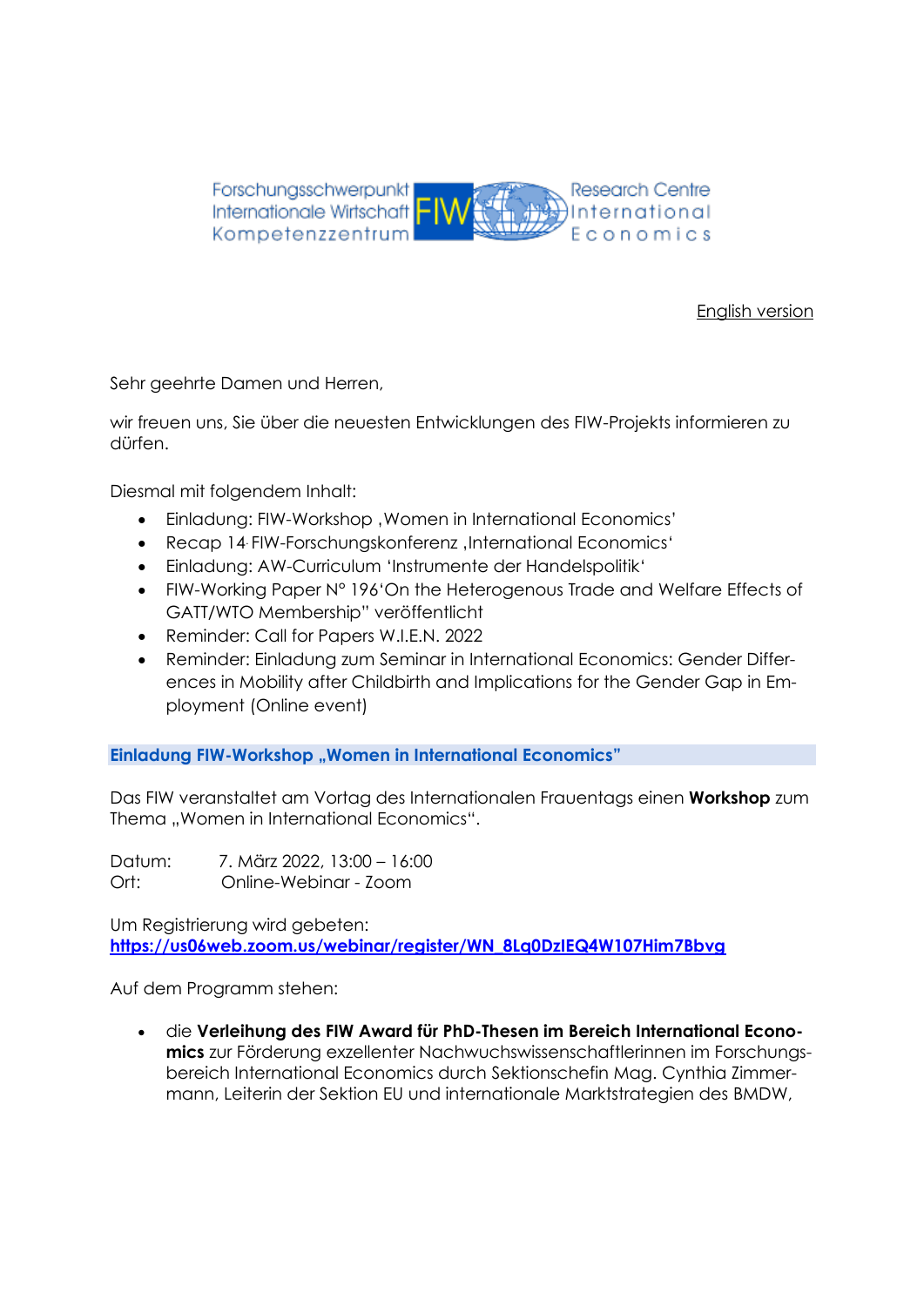Forschungsschwerpunkt Internationale Wirtschaft Kompetenzzentrum **FIW** Research Centre International Economics

English version

Sehr geehrte Damen und Herren,

wir freuen uns, Sie über die neuesten Entwicklungen des FIW-Projekts informieren zu dürfen.

Diesmal mit folgendem Inhalt:

- Einladung: FIW-Workshop ‚Women in International Economics'
- Recap 14. FIW-Forschungskonferenz ‚International Economics'
- Einladung: AW-Curriculum 'Instrumente der Handelspolitik'
- FIW-Working Paper N° 196'On the Heterogenous Trade and Welfare Effects of GATT/WTO Membership" veröffentlicht
- Reminder: Call for Papers W.I.E.N. 2022
- Reminder: Einladung zum Seminar in International Economics: Gender Differences in Mobility after Childbirth and Implications for the Gender Gap in Employment (Online event)

## Einladung FIW-Workshop „Women in International Economics"

Das FIW veranstaltet am Vortag des Internationalen Frauentags einen **Workshop** zum Thema „Women in International Economics".

Datum: 7. März 2022, 13:00 – 16:00
Ort: Online-Webinar - Zoom

Um Registrierung wird gebeten:
**https://us06web.zoom.us/webinar/register/WN_8Lq0DzIEQ4W107Him7Bbvg**

Auf dem Programm stehen:

- die **Verleihung des FIW Award für PhD-Thesen im Bereich International Economics** zur Förderung exzellenter Nachwuchswissenschaftlerinnen im Forschungsbereich International Economics durch Sektionschefin Mag. Cynthia Zimmermann, Leiterin der Sektion EU und internationale Marktstrategien des BMDW,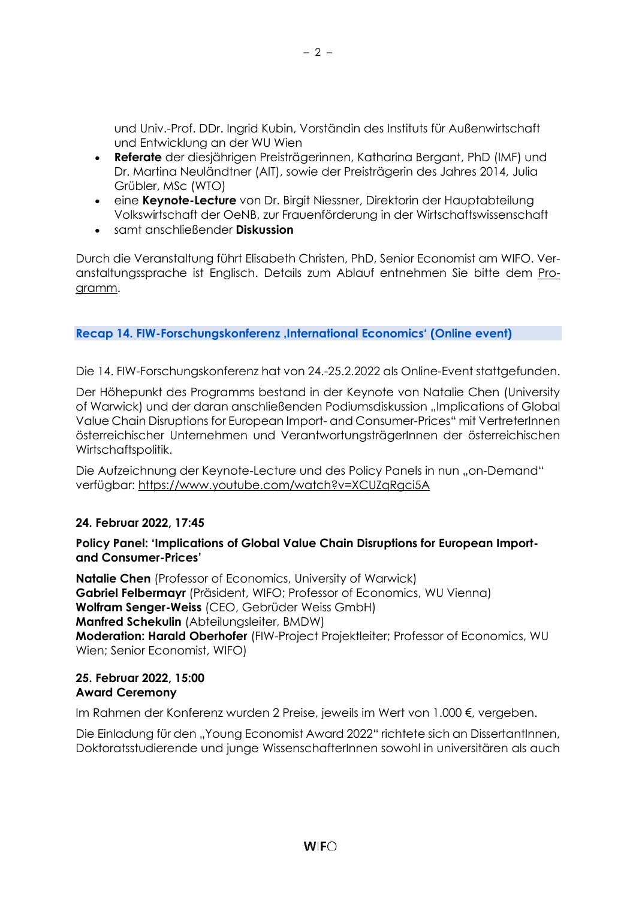und Univ.-Prof. DDr. Ingrid Kubin, Vorständin des Instituts für Außenwirtschaft und Entwicklung an der WU Wien

- **Referate** der diesjährigen Preisträgerinnen, Katharina Bergant, PhD (IMF) und Dr. Martina Neuländtner (AIT), sowie der Preisträgerin des Jahres 2014, Julia Grübler, MSc (WTO)
- eine **Keynote-Lecture** von Dr. Birgit Niessner, Direktorin der Hauptabteilung Volkswirtschaft der OeNB, zur Frauenförderung in der Wirtschaftswissenschaft
- samt anschließender **Diskussion**

Durch die Veranstaltung führt Elisabeth Christen, PhD, Senior Economist am WIFO. Veranstaltungssprache ist Englisch. Details zum Ablauf entnehmen Sie bitte dem Programm.

## Recap 14. FIW-Forschungskonferenz ‚International Economics' (Online event)

Die 14. FIW-Forschungskonferenz hat von 24.-25.2.2022 als Online-Event stattgefunden.

Der Höhepunkt des Programms bestand in der Keynote von Natalie Chen (University of Warwick) und der daran anschließenden Podiumsdiskussion „Implications of Global Value Chain Disruptions for European Import- and Consumer-Prices" mit VertreterInnen österreichischer Unternehmen und VerantwortungsträgerInnen der österreichischen Wirtschaftspolitik.

Die Aufzeichnung der Keynote-Lecture und des Policy Panels in nun „on-Demand" verfügbar: https://www.youtube.com/watch?v=XCUZqRgci5A

**24. Februar 2022, 17:45**

**Policy Panel: 'Implications of Global Value Chain Disruptions for European Import- and Consumer-Prices'**

**Natalie Chen** (Professor of Economics, University of Warwick)
**Gabriel Felbermayr** (Präsident, WIFO; Professor of Economics, WU Vienna)
**Wolfram Senger-Weiss** (CEO, Gebrüder Weiss GmbH)
**Manfred Schekulin** (Abteilungsleiter, BMDW)
**Moderation: Harald Oberhofer** (FIW-Project Projektleiter; Professor of Economics, WU Wien; Senior Economist, WIFO)

**25. Februar 2022, 15:00**
**Award Ceremony**

Im Rahmen der Konferenz wurden 2 Preise, jeweils im Wert von 1.000 €, vergeben.

Die Einladung für den „Young Economist Award 2022" richtete sich an DissertantInnen, Doktoratsstudierende und junge WissenschafterInnen sowohl in universitären als auch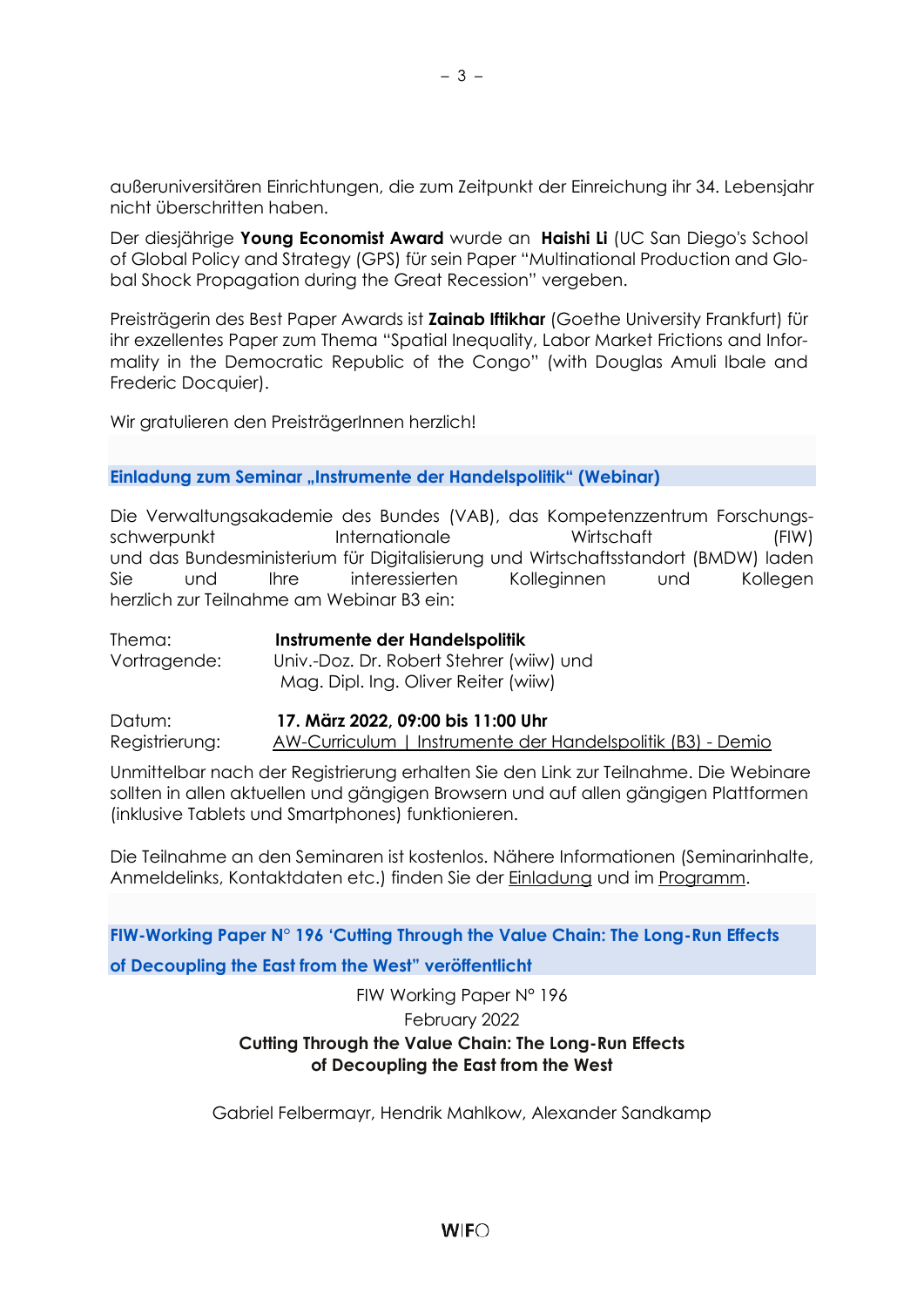außeruniversitären Einrichtungen, die zum Zeitpunkt der Einreichung ihr 34. Lebensjahr nicht überschritten haben.

Der diesjährige **Young Economist Award** wurde an **Haishi Li** (UC San Diego's School of Global Policy and Strategy (GPS) für sein Paper "Multinational Production and Global Shock Propagation during the Great Recession" vergeben.

Preisträgerin des Best Paper Awards ist **Zainab Iftikhar** (Goethe University Frankfurt) für ihr exzellentes Paper zum Thema "Spatial Inequality, Labor Market Frictions and Informality in the Democratic Republic of the Congo" (with Douglas Amuli Ibale and Frederic Docquier).

Wir gratulieren den PreisträgerInnen herzlich!

## Einladung zum Seminar „Instrumente der Handelspolitik" (Webinar)

Die Verwaltungsakademie des Bundes (VAB), das Kompetenzzentrum Forschungsschwerpunkt Internationale Wirtschaft (FIW) und das Bundesministerium für Digitalisierung und Wirtschaftsstandort (BMDW) laden Sie und Ihre interessierten Kolleginnen und Kollegen herzlich zur Teilnahme am Webinar B3 ein:

Thema: **Instrumente der Handelspolitik**
Vortragende: Univ.-Doz. Dr. Robert Stehrer (wiiw) und Mag. Dipl. Ing. Oliver Reiter (wiiw)

Datum: **17. März 2022, 09:00 bis 11:00 Uhr**
Registrierung: AW-Curriculum | Instrumente der Handelspolitik (B3) - Demio

Unmittelbar nach der Registrierung erhalten Sie den Link zur Teilnahme. Die Webinare sollten in allen aktuellen und gängigen Browsern und auf allen gängigen Plattformen (inklusive Tablets und Smartphones) funktionieren.

Die Teilnahme an den Seminaren ist kostenlos. Nähere Informationen (Seminarinhalte, Anmeldelinks, Kontaktdaten etc.) finden Sie der Einladung und im Programm.

## FIW-Working Paper N° 196 'Cutting Through the Value Chain: The Long-Run Effects of Decoupling the East from the West" veröffentlicht

FIW Working Paper N° 196
February 2022
**Cutting Through the Value Chain: The Long-Run Effects of Decoupling the East from the West**

Gabriel Felbermayr, Hendrik Mahlkow, Alexander Sandkamp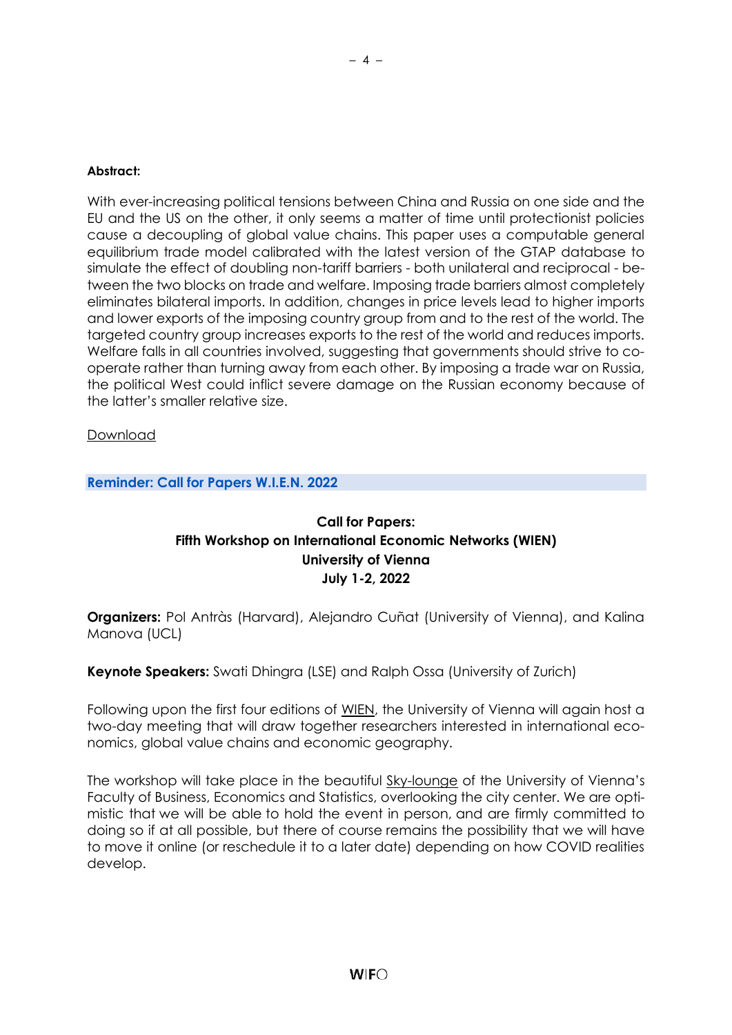**Abstract:**

With ever-increasing political tensions between China and Russia on one side and the EU and the US on the other, it only seems a matter of time until protectionist policies cause a decoupling of global value chains. This paper uses a computable general equilibrium trade model calibrated with the latest version of the GTAP database to simulate the effect of doubling non-tariff barriers - both unilateral and reciprocal - between the two blocks on trade and welfare. Imposing trade barriers almost completely eliminates bilateral imports. In addition, changes in price levels lead to higher imports and lower exports of the imposing country group from and to the rest of the world. The targeted country group increases exports to the rest of the world and reduces imports. Welfare falls in all countries involved, suggesting that governments should strive to cooperate rather than turning away from each other. By imposing a trade war on Russia, the political West could inflict severe damage on the Russian economy because of the latter's smaller relative size.

Download

## Reminder: Call for Papers W.I.E.N. 2022

### Call for Papers:
### Fifth Workshop on International Economic Networks (WIEN)
### University of Vienna
### July 1-2, 2022

**Organizers:** Pol Antràs (Harvard), Alejandro Cuñat (University of Vienna), and Kalina Manova (UCL)

**Keynote Speakers:** Swati Dhingra (LSE) and Ralph Ossa (University of Zurich)

Following upon the first four editions of WIEN, the University of Vienna will again host a two-day meeting that will draw together researchers interested in international economics, global value chains and economic geography.

The workshop will take place in the beautiful Sky-lounge of the University of Vienna's Faculty of Business, Economics and Statistics, overlooking the city center. We are optimistic that we will be able to hold the event in person, and are firmly committed to doing so if at all possible, but there of course remains the possibility that we will have to move it online (or reschedule it to a later date) depending on how COVID realities develop.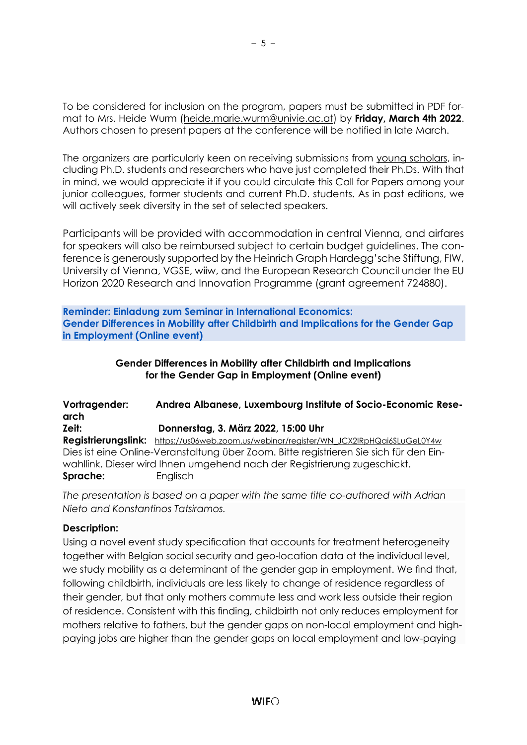To be considered for inclusion on the program, papers must be submitted in PDF format to Mrs. Heide Wurm (heide.marie.wurm@univie.ac.at) by **Friday, March 4th 2022**. Authors chosen to present papers at the conference will be notified in late March.

The organizers are particularly keen on receiving submissions from young scholars, including Ph.D. students and researchers who have just completed their Ph.Ds. With that in mind, we would appreciate it if you could circulate this Call for Papers among your junior colleagues, former students and current Ph.D. students. As in past editions, we will actively seek diversity in the set of selected speakers.

Participants will be provided with accommodation in central Vienna, and airfares for speakers will also be reimbursed subject to certain budget guidelines. The conference is generously supported by the Heinrich Graph Hardegg'sche Stiftung, FIW, University of Vienna, VGSE, wiiw, and the European Research Council under the EU Horizon 2020 Research and Innovation Programme (grant agreement 724880).

## Reminder: Einladung zum Seminar in International Economics: Gender Differences in Mobility after Childbirth and Implications for the Gender Gap in Employment (Online event)

**Gender Differences in Mobility after Childbirth and Implications for the Gender Gap in Employment (Online event)**

**Vortragender:** **Andrea Albanese, Luxembourg Institute of Socio-Economic Research**
**Zeit:** **Donnerstag, 3. März 2022, 15:00 Uhr**
**Registrierungslink:** https://us06web.zoom.us/webinar/register/WN_JCX2IRpHQai6SLuGeL0Y4w
Dies ist eine Online-Veranstaltung über Zoom. Bitte registrieren Sie sich für den Einwahllink. Dieser wird Ihnen umgehend nach der Registrierung zugeschickt.
**Sprache:** Englisch

*The presentation is based on a paper with the same title co-authored with Adrian Nieto and Konstantinos Tatsiramos.*

**Description:**
Using a novel event study specification that accounts for treatment heterogeneity together with Belgian social security and geo-location data at the individual level, we study mobility as a determinant of the gender gap in employment. We find that, following childbirth, individuals are less likely to change of residence regardless of their gender, but that only mothers commute less and work less outside their region of residence. Consistent with this finding, childbirth not only reduces employment for mothers relative to fathers, but the gender gaps on non-local employment and high-paying jobs are higher than the gender gaps on local employment and low-paying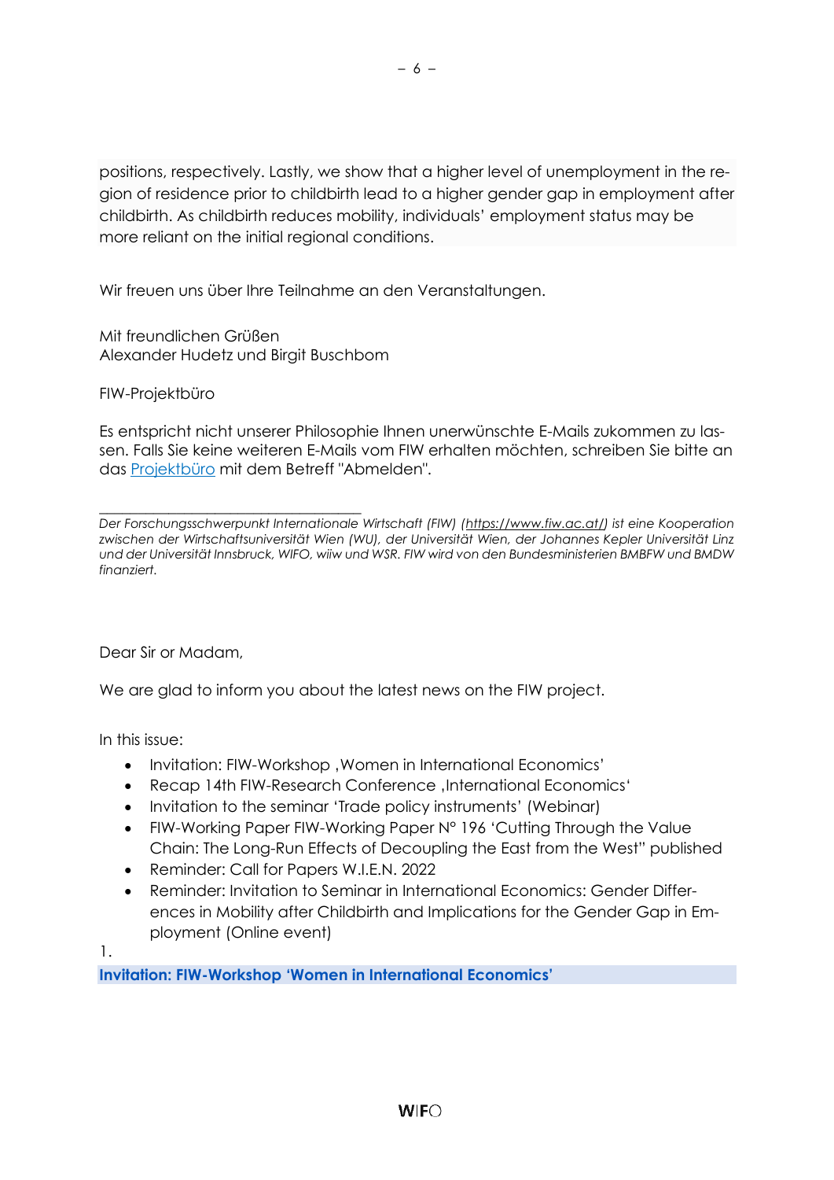positions, respectively. Lastly, we show that a higher level of unemployment in the region of residence prior to childbirth lead to a higher gender gap in employment after childbirth. As childbirth reduces mobility, individuals' employment status may be more reliant on the initial regional conditions.

Wir freuen uns über Ihre Teilnahme an den Veranstaltungen.

Mit freundlichen Grüßen
Alexander Hudetz und Birgit Buschbom

FIW-Projektbüro

Es entspricht nicht unserer Philosophie Ihnen unerwünschte E-Mails zukommen zu lassen. Falls Sie keine weiteren E-Mails vom FIW erhalten möchten, schreiben Sie bitte an das [Projektbüro]() mit dem Betreff "Abmelden".

---

*Der Forschungsschwerpunkt Internationale Wirtschaft (FIW) (https://www.fiw.ac.at/) ist eine Kooperation zwischen der Wirtschaftsuniversität Wien (WU), der Universität Wien, der Johannes Kepler Universität Linz und der Universität Innsbruck, WIFO, wiiw und WSR. FIW wird von den Bundesministerien BMBFW und BMDW finanziert.*

Dear Sir or Madam,

We are glad to inform you about the latest news on the FIW project.

In this issue:

- Invitation: FIW-Workshop ‚Women in International Economics'
- Recap 14th FIW-Research Conference ‚International Economics'
- Invitation to the seminar 'Trade policy instruments' (Webinar)
- FIW-Working Paper FIW-Working Paper N° 196 'Cutting Through the Value Chain: The Long-Run Effects of Decoupling the East from the West" published
- Reminder: Call for Papers W.I.E.N. 2022
- Reminder: Invitation to Seminar in International Economics: Gender Differences in Mobility after Childbirth and Implications for the Gender Gap in Employment (Online event)

1.

**Invitation: FIW-Workshop 'Women in International Economics'**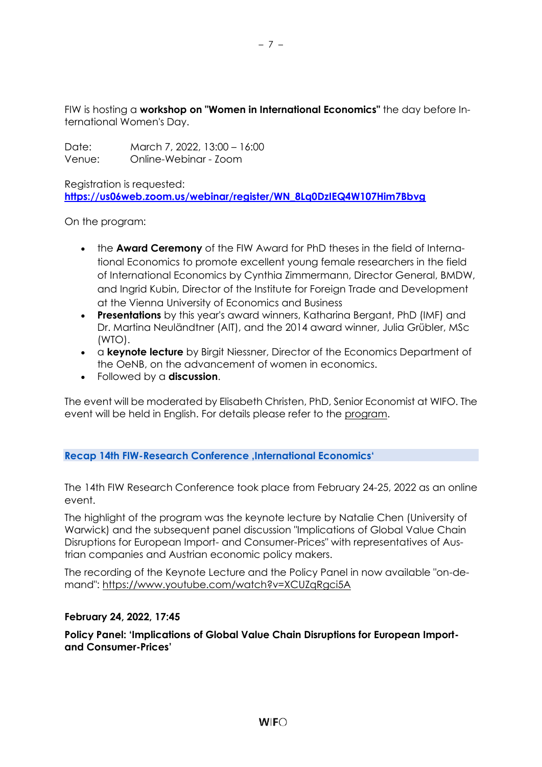FIW is hosting a **workshop on "Women in International Economics"** the day before International Women's Day.

Date: March 7, 2022, 13:00 – 16:00
Venue: Online-Webinar - Zoom

Registration is requested:
**https://us06web.zoom.us/webinar/register/WN_8Lq0DzIEQ4W107Him7Bbvg**

On the program:

- the **Award Ceremony** of the FIW Award for PhD theses in the field of International Economics to promote excellent young female researchers in the field of International Economics by Cynthia Zimmermann, Director General, BMDW, and Ingrid Kubin, Director of the Institute for Foreign Trade and Development at the Vienna University of Economics and Business
- **Presentations** by this year's award winners, Katharina Bergant, PhD (IMF) and Dr. Martina Neuländtner (AIT), and the 2014 award winner, Julia Grübler, MSc (WTO).
- a **keynote lecture** by Birgit Niessner, Director of the Economics Department of the OeNB, on the advancement of women in economics.
- Followed by a **discussion**.

The event will be moderated by Elisabeth Christen, PhD, Senior Economist at WIFO. The event will be held in English. For details please refer to the program.

## Recap 14th FIW-Research Conference ‚International Economics'

The 14th FIW Research Conference took place from February 24-25, 2022 as an online event.

The highlight of the program was the keynote lecture by Natalie Chen (University of Warwick) and the subsequent panel discussion "Implications of Global Value Chain Disruptions for European Import- and Consumer-Prices" with representatives of Austrian companies and Austrian economic policy makers.

The recording of the Keynote Lecture and the Policy Panel in now available "on-demand": https://www.youtube.com/watch?v=XCUZqRgci5A

**February 24, 2022, 17:45**

**Policy Panel: 'Implications of Global Value Chain Disruptions for European Import- and Consumer-Prices'**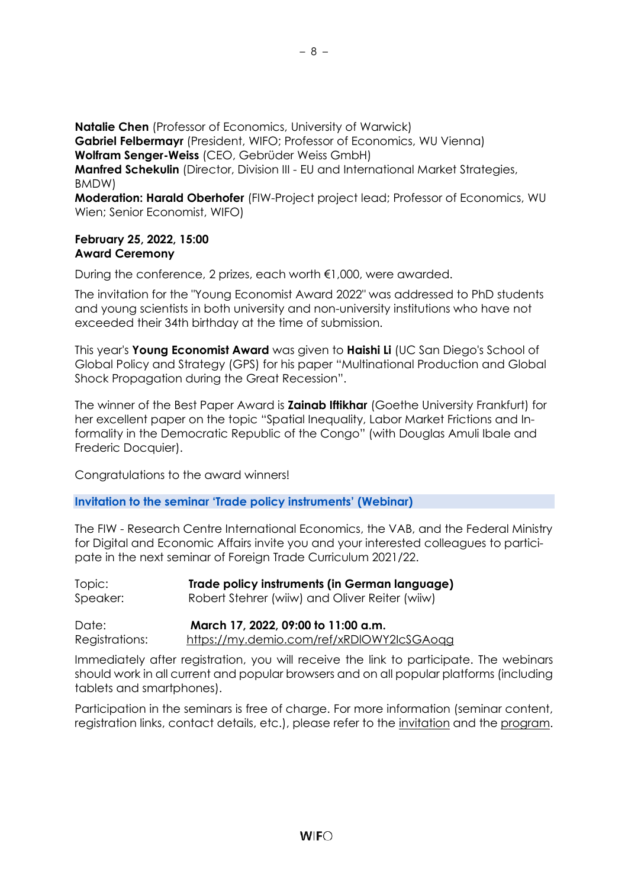**Natalie Chen** (Professor of Economics, University of Warwick)
**Gabriel Felbermayr** (President, WIFO; Professor of Economics, WU Vienna)
**Wolfram Senger-Weiss** (CEO, Gebrüder Weiss GmbH)
**Manfred Schekulin** (Director, Division III - EU and International Market Strategies, BMDW)
**Moderation: Harald Oberhofer** (FIW-Project project lead; Professor of Economics, WU Wien; Senior Economist, WIFO)

**February 25, 2022, 15:00**
**Award Ceremony**

During the conference, 2 prizes, each worth €1,000, were awarded.

The invitation for the "Young Economist Award 2022" was addressed to PhD students and young scientists in both university and non-university institutions who have not exceeded their 34th birthday at the time of submission.

This year's **Young Economist Award** was given to **Haishi Li** (UC San Diego's School of Global Policy and Strategy (GPS) for his paper "Multinational Production and Global Shock Propagation during the Great Recession".

The winner of the Best Paper Award is **Zainab Iftikhar** (Goethe University Frankfurt) for her excellent paper on the topic "Spatial Inequality, Labor Market Frictions and Informality in the Democratic Republic of the Congo" (with Douglas Amuli Ibale and Frederic Docquier).

Congratulations to the award winners!

## Invitation to the seminar 'Trade policy instruments' (Webinar)

The FIW - Research Centre International Economics, the VAB, and the Federal Ministry for Digital and Economic Affairs invite you and your interested colleagues to participate in the next seminar of Foreign Trade Curriculum 2021/22.

Topic: **Trade policy instruments (in German language)**
Speaker: Robert Stehrer (wiiw) and Oliver Reiter (wiiw)

Date: **March 17, 2022, 09:00 to 11:00 a.m.**
Registrations: https://my.demio.com/ref/xRDlOWY2lcSGAoqg

Immediately after registration, you will receive the link to participate. The webinars should work in all current and popular browsers and on all popular platforms (including tablets and smartphones).

Participation in the seminars is free of charge. For more information (seminar content, registration links, contact details, etc.), please refer to the invitation and the program.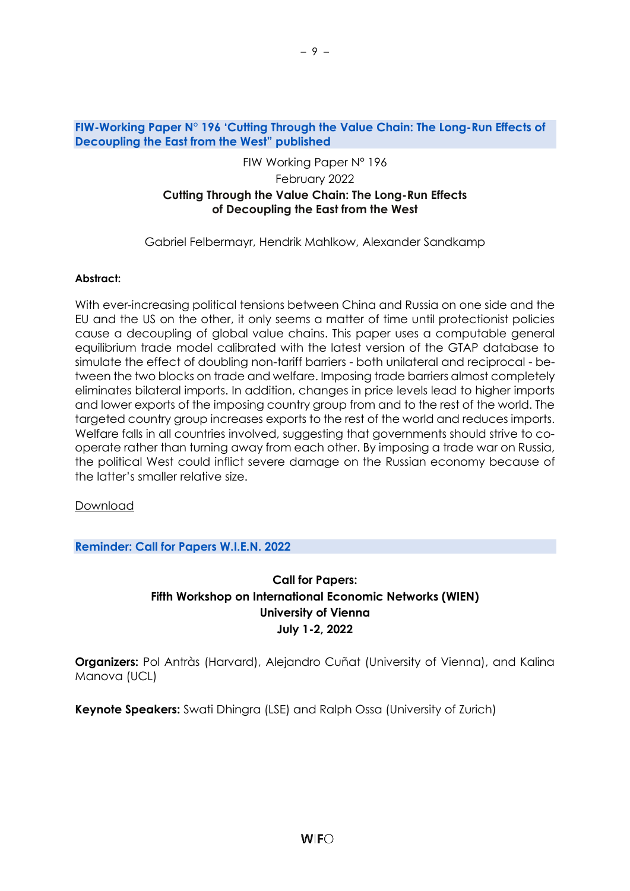## FIW-Working Paper N° 196 'Cutting Through the Value Chain: The Long-Run Effects of Decoupling the East from the West" published

FIW Working Paper N° 196
February 2022
**Cutting Through the Value Chain: The Long-Run Effects of Decoupling the East from the West**

Gabriel Felbermayr, Hendrik Mahlkow, Alexander Sandkamp

**Abstract:**

With ever-increasing political tensions between China and Russia on one side and the EU and the US on the other, it only seems a matter of time until protectionist policies cause a decoupling of global value chains. This paper uses a computable general equilibrium trade model calibrated with the latest version of the GTAP database to simulate the effect of doubling non-tariff barriers - both unilateral and reciprocal - between the two blocks on trade and welfare. Imposing trade barriers almost completely eliminates bilateral imports. In addition, changes in price levels lead to higher imports and lower exports of the imposing country group from and to the rest of the world. The targeted country group increases exports to the rest of the world and reduces imports. Welfare falls in all countries involved, suggesting that governments should strive to cooperate rather than turning away from each other. By imposing a trade war on Russia, the political West could inflict severe damage on the Russian economy because of the latter's smaller relative size.

Download

## Reminder: Call for Papers W.I.E.N. 2022

**Call for Papers:**
**Fifth Workshop on International Economic Networks (WIEN)**
**University of Vienna**
**July 1-2, 2022**

**Organizers:** Pol Antràs (Harvard), Alejandro Cuñat (University of Vienna), and Kalina Manova (UCL)

**Keynote Speakers:** Swati Dhingra (LSE) and Ralph Ossa (University of Zurich)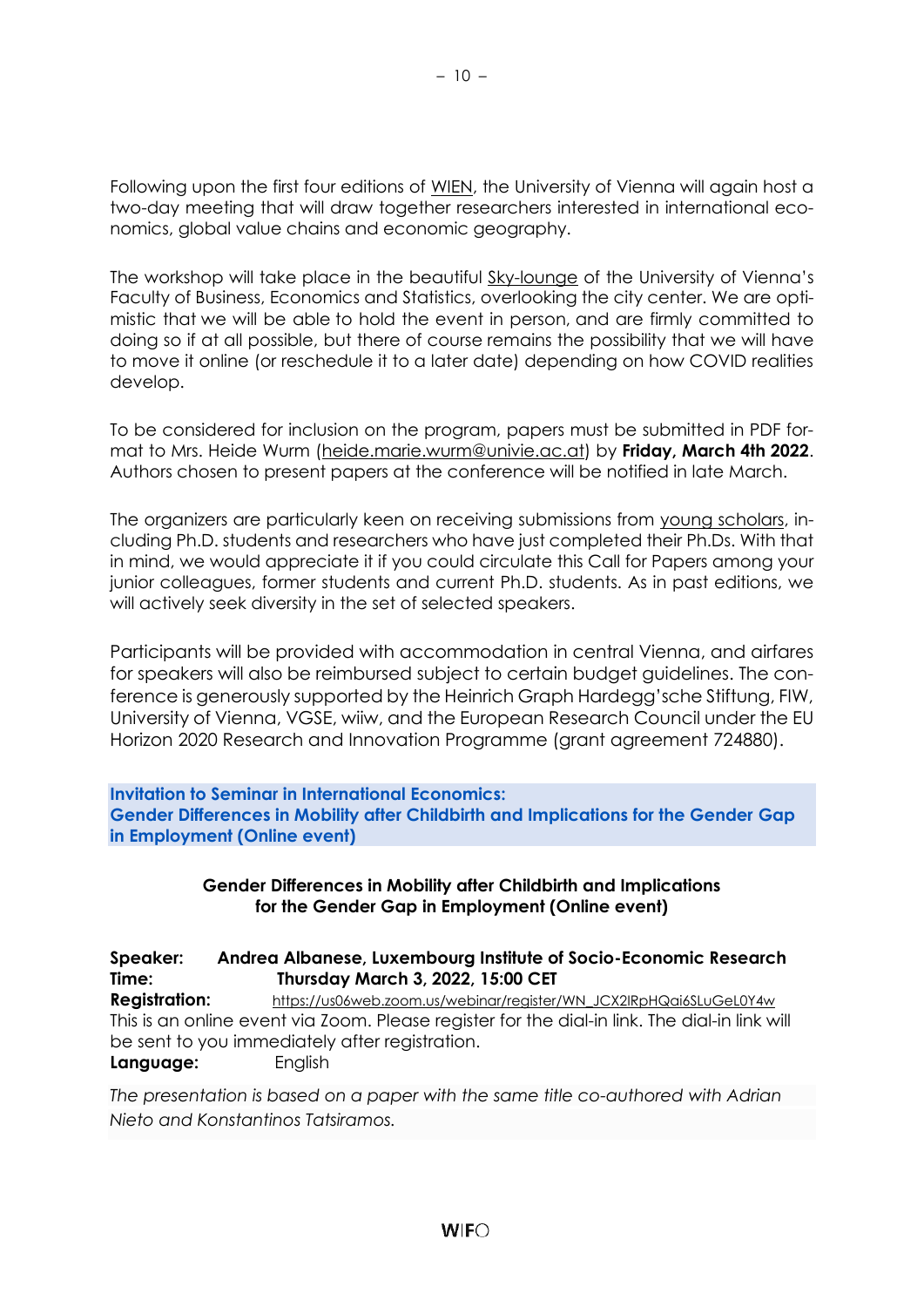Following upon the first four editions of WIEN, the University of Vienna will again host a two-day meeting that will draw together researchers interested in international economics, global value chains and economic geography.

The workshop will take place in the beautiful Sky-lounge of the University of Vienna's Faculty of Business, Economics and Statistics, overlooking the city center. We are optimistic that we will be able to hold the event in person, and are firmly committed to doing so if at all possible, but there of course remains the possibility that we will have to move it online (or reschedule it to a later date) depending on how COVID realities develop.

To be considered for inclusion on the program, papers must be submitted in PDF format to Mrs. Heide Wurm (heide.marie.wurm@univie.ac.at) by **Friday, March 4th 2022**. Authors chosen to present papers at the conference will be notified in late March.

The organizers are particularly keen on receiving submissions from young scholars, including Ph.D. students and researchers who have just completed their Ph.Ds. With that in mind, we would appreciate it if you could circulate this Call for Papers among your junior colleagues, former students and current Ph.D. students. As in past editions, we will actively seek diversity in the set of selected speakers.

Participants will be provided with accommodation in central Vienna, and airfares for speakers will also be reimbursed subject to certain budget guidelines. The conference is generously supported by the Heinrich Graph Hardegg'sche Stiftung, FIW, University of Vienna, VGSE, wiiw, and the European Research Council under the EU Horizon 2020 Research and Innovation Programme (grant agreement 724880).

## Invitation to Seminar in International Economics: Gender Differences in Mobility after Childbirth and Implications for the Gender Gap in Employment (Online event)

**Gender Differences in Mobility after Childbirth and Implications for the Gender Gap in Employment (Online event)**

**Speaker:** **Andrea Albanese, Luxembourg Institute of Socio-Economic Research**
**Time:** **Thursday March 3, 2022, 15:00 CET**
**Registration:** https://us06web.zoom.us/webinar/register/WN_JCX2lRpHQai6SLuGeL0Y4w
This is an online event via Zoom. Please register for the dial-in link. The dial-in link will be sent to you immediately after registration.
**Language:** English

*The presentation is based on a paper with the same title co-authored with Adrian Nieto and Konstantinos Tatsiramos.*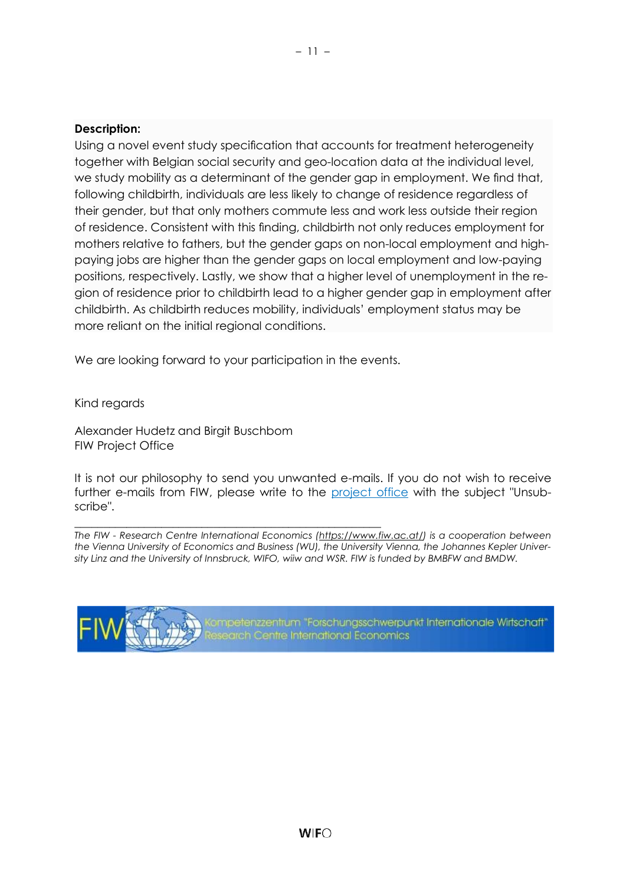**Description:**
Using a novel event study specification that accounts for treatment heterogeneity together with Belgian social security and geo-location data at the individual level, we study mobility as a determinant of the gender gap in employment. We find that, following childbirth, individuals are less likely to change of residence regardless of their gender, but that only mothers commute less and work less outside their region of residence. Consistent with this finding, childbirth not only reduces employment for mothers relative to fathers, but the gender gaps on non-local employment and high-paying jobs are higher than the gender gaps on local employment and low-paying positions, respectively. Lastly, we show that a higher level of unemployment in the region of residence prior to childbirth lead to a higher gender gap in employment after childbirth. As childbirth reduces mobility, individuals' employment status may be more reliant on the initial regional conditions.

We are looking forward to your participation in the events.

Kind regards

Alexander Hudetz and Birgit Buschbom
FIW Project Office

It is not our philosophy to send you unwanted e-mails. If you do not wish to receive further e-mails from FIW, please write to the project office with the subject "Unsubscribe".

---

*The FIW - Research Centre International Economics (https://www.fiw.ac.at/) is a cooperation between the Vienna University of Economics and Business (WU), the University Vienna, the Johannes Kepler University Linz and the University of Innsbruck, WIFO, wiiw and WSR. FIW is funded by BMBFW and BMDW.*

FIW Kompetenzzentrum "Forschungsschwerpunkt Internationale Wirtschaft"
Research Centre International Economics